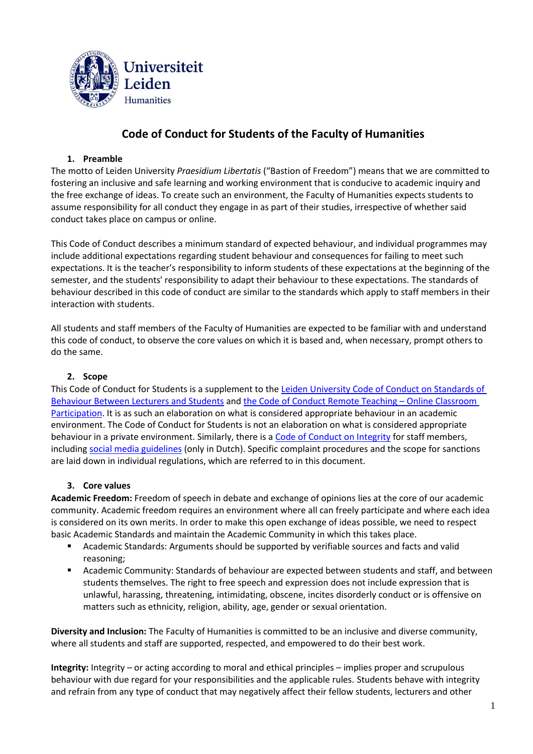# Code of Conduct for Students of the Faculty of Humanities

## 1. Preamble

The motto of Leiden University *Praesidium Libertatis* ("Bastion of Freedom") means that we are committed to fostering an inclusive and safe learning and working environment that is conducive to academic inquiry and the free exchange of ideas. To create such an environment, the Faculty of Humanities expects students to assume responsibility for all conduct they engage in as part of their studies, irrespective of whether said conduct takes place on campus or online.

This Code of Conduct describes a minimum standard of expected behaviour, and individual programmes may include additional expectations regarding student behaviour and consequences for failing to meet such expectations. It is the teacher's responsibility to inform students of these expectations at the beginning of the semester, and the students' responsibility to adapt their behaviour to these expectations. The standards of behaviour described in this code of conduct are similar to the standards which apply to staff members in their interaction with students.

All students and staff members of the Faculty of Humanities are expected to be familiar with and understand this code of conduct, to observe the core values on which it is based and, when necessary, prompt others to do the same.

## 2. Scope

This Code of Conduct for Students is a supplement to the Leiden University Code of Conduct on Standards of Behaviour Between Lecturers and Students and the Code of Conduct Remote Teaching – Online Classroom Participation. It is as such an elaboration on what is considered appropriate behaviour in an academic environment. The Code of Conduct for Students is not an elaboration on what is considered appropriate behaviour in a private environment. Similarly, there is a Code of Conduct on Integrity for staff members, including social media guidelines (only in Dutch). Specific complaint procedures and the scope for sanctions are laid down in individual regulations, which are referred to in this document.

## 3. Core values

**Academic Freedom:** Freedom of speech in debate and exchange of opinions lies at the core of our academic community. Academic freedom requires an environment where all can freely participate and where each idea is considered on its own merits. In order to make this open exchange of ideas possible, we need to respect basic Academic Standards and maintain the Academic Community in which this takes place.

- Academic Standards: Arguments should be supported by verifiable sources and facts and valid reasoning;
- Academic Community: Standards of behaviour are expected between students and staff, and between students themselves. The right to free speech and expression does not include expression that is unlawful, harassing, threatening, intimidating, obscene, incites disorderly conduct or is offensive on matters such as ethnicity, religion, ability, age, gender or sexual orientation.

**Diversity and Inclusion:** The Faculty of Humanities is committed to be an inclusive and diverse community, where all students and staff are supported, respected, and empowered to do their best work.

**Integrity:** Integrity – or acting according to moral and ethical principles – implies proper and scrupulous behaviour with due regard for your responsibilities and the applicable rules. Students behave with integrity and refrain from any type of conduct that may negatively affect their fellow students, lecturers and other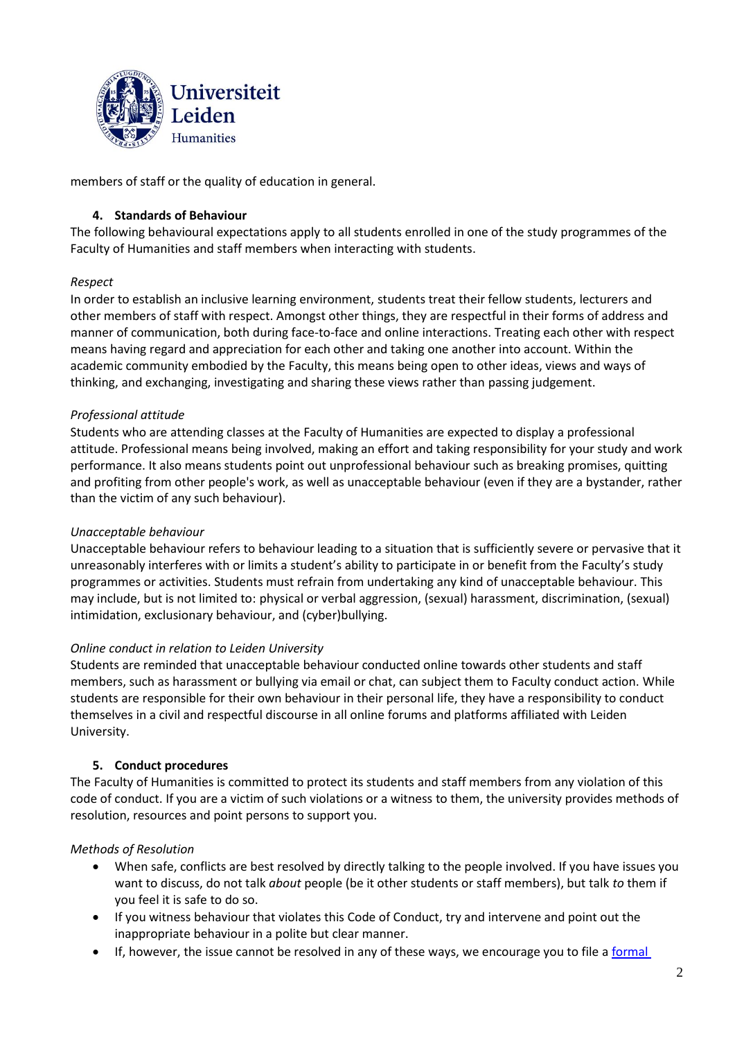members of staff or the quality of education in general.

## 4. Standards of Behaviour

The following behavioural expectations apply to all students enrolled in one of the study programmes of the Faculty of Humanities and staff members when interacting with students.

*Respect*

In order to establish an inclusive learning environment, students treat their fellow students, lecturers and other members of staff with respect. Amongst other things, they are respectful in their forms of address and manner of communication, both during face-to-face and online interactions. Treating each other with respect means having regard and appreciation for each other and taking one another into account. Within the academic community embodied by the Faculty, this means being open to other ideas, views and ways of thinking, and exchanging, investigating and sharing these views rather than passing judgement.

*Professional attitude*

Students who are attending classes at the Faculty of Humanities are expected to display a professional attitude. Professional means being involved, making an effort and taking responsibility for your study and work performance. It also means students point out unprofessional behaviour such as breaking promises, quitting and profiting from other people's work, as well as unacceptable behaviour (even if they are a bystander, rather than the victim of any such behaviour).

*Unacceptable behaviour*

Unacceptable behaviour refers to behaviour leading to a situation that is sufficiently severe or pervasive that it unreasonably interferes with or limits a student's ability to participate in or benefit from the Faculty's study programmes or activities. Students must refrain from undertaking any kind of unacceptable behaviour. This may include, but is not limited to: physical or verbal aggression, (sexual) harassment, discrimination, (sexual) intimidation, exclusionary behaviour, and (cyber)bullying.

*Online conduct in relation to Leiden University*

Students are reminded that unacceptable behaviour conducted online towards other students and staff members, such as harassment or bullying via email or chat, can subject them to Faculty conduct action. While students are responsible for their own behaviour in their personal life, they have a responsibility to conduct themselves in a civil and respectful discourse in all online forums and platforms affiliated with Leiden University.

## 5. Conduct procedures

The Faculty of Humanities is committed to protect its students and staff members from any violation of this code of conduct. If you are a victim of such violations or a witness to them, the university provides methods of resolution, resources and point persons to support you.

*Methods of Resolution*

- When safe, conflicts are best resolved by directly talking to the people involved. If you have issues you want to discuss, do not talk *about* people (be it other students or staff members), but talk *to* them if you feel it is safe to do so.
- If you witness behaviour that violates this Code of Conduct, try and intervene and point out the inappropriate behaviour in a polite but clear manner.
- If, however, the issue cannot be resolved in any of these ways, we encourage you to file a formal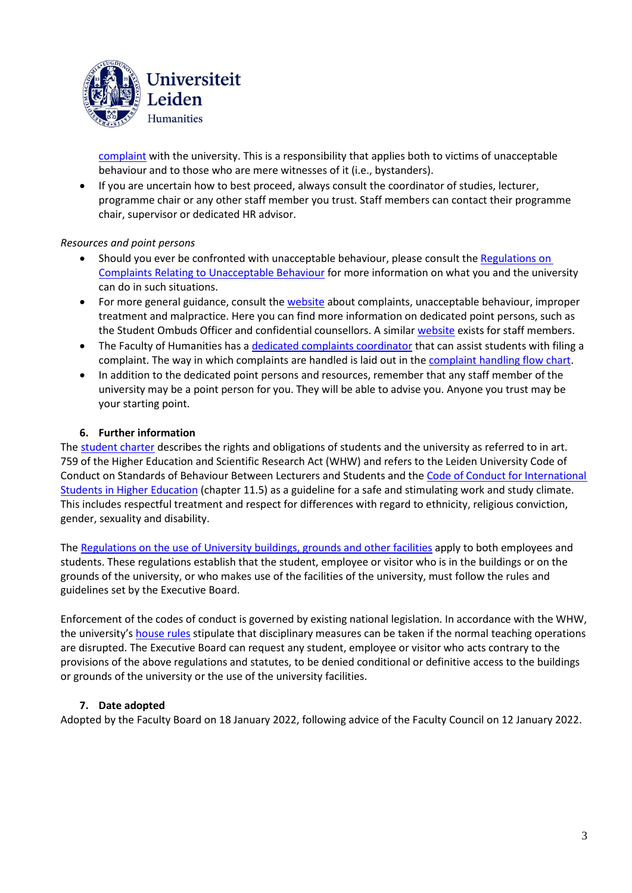complaint with the university. This is a responsibility that applies both to victims of unacceptable behaviour and to those who are mere witnesses of it (i.e., bystanders).
- If you are uncertain how to best proceed, always consult the coordinator of studies, lecturer, programme chair or any other staff member you trust. Staff members can contact their programme chair, supervisor or dedicated HR advisor.

*Resources and point persons*

- Should you ever be confronted with unacceptable behaviour, please consult the Regulations on Complaints Relating to Unacceptable Behaviour for more information on what you and the university can do in such situations.
- For more general guidance, consult the website about complaints, unacceptable behaviour, improper treatment and malpractice. Here you can find more information on dedicated point persons, such as the Student Ombuds Officer and confidential counsellors. A similar website exists for staff members.
- The Faculty of Humanities has a dedicated complaints coordinator that can assist students with filing a complaint. The way in which complaints are handled is laid out in the complaint handling flow chart.
- In addition to the dedicated point persons and resources, remember that any staff member of the university may be a point person for you. They will be able to advise you. Anyone you trust may be your starting point.

## 6. Further information

The student charter describes the rights and obligations of students and the university as referred to in art. 759 of the Higher Education and Scientific Research Act (WHW) and refers to the Leiden University Code of Conduct on Standards of Behaviour Between Lecturers and Students and the Code of Conduct for International Students in Higher Education (chapter 11.5) as a guideline for a safe and stimulating work and study climate. This includes respectful treatment and respect for differences with regard to ethnicity, religious conviction, gender, sexuality and disability.

The Regulations on the use of University buildings, grounds and other facilities apply to both employees and students. These regulations establish that the student, employee or visitor who is in the buildings or on the grounds of the university, or who makes use of the facilities of the university, must follow the rules and guidelines set by the Executive Board.

Enforcement of the codes of conduct is governed by existing national legislation. In accordance with the WHW, the university's house rules stipulate that disciplinary measures can be taken if the normal teaching operations are disrupted. The Executive Board can request any student, employee or visitor who acts contrary to the provisions of the above regulations and statutes, to be denied conditional or definitive access to the buildings or grounds of the university or the use of the university facilities.

## 7. Date adopted

Adopted by the Faculty Board on 18 January 2022, following advice of the Faculty Council on 12 January 2022.